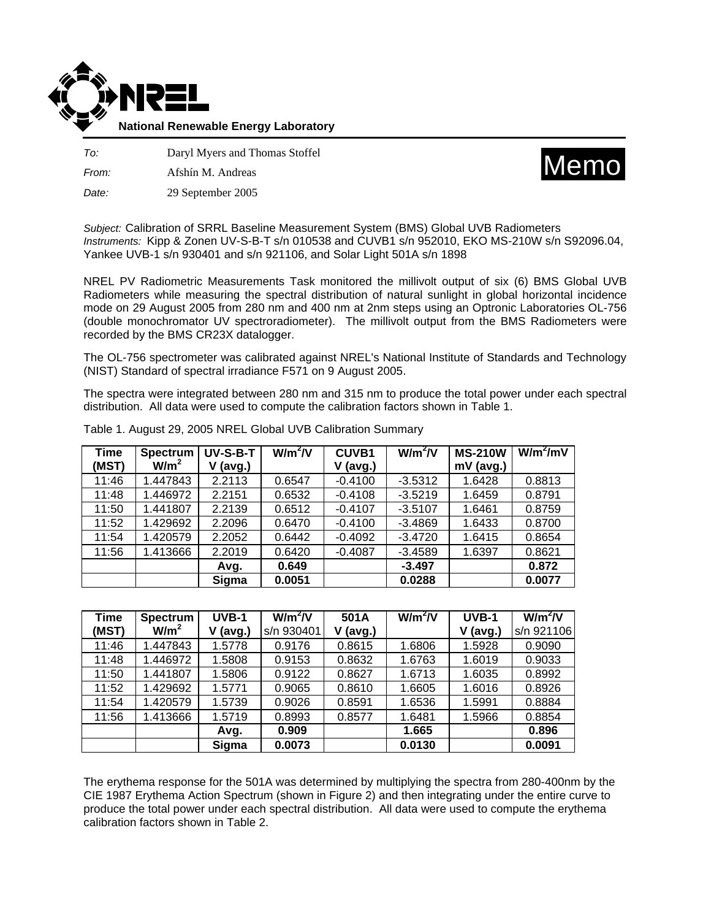**National Renewable Energy Laboratory**

*To:* Daryl Myers and Thomas Stoffel

*From:* Afshín M. Andreas

*Date:* 29 September 2005

# Memo

*Subject:* Calibration of SRRL Baseline Measurement System (BMS) Global UVB Radiometers
*Instruments:* Kipp & Zonen UV-S-B-T s/n 010538 and CUVB1 s/n 952010, EKO MS-210W s/n S92096.04, Yankee UVB-1 s/n 930401 and s/n 921106, and Solar Light 501A s/n 1898

NREL PV Radiometric Measurements Task monitored the millivolt output of six (6) BMS Global UVB Radiometers while measuring the spectral distribution of natural sunlight in global horizontal incidence mode on 29 August 2005 from 280 nm and 400 nm at 2nm steps using an Optronic Laboratories OL-756 (double monochromator UV spectroradiometer). The millivolt output from the BMS Radiometers were recorded by the BMS CR23X datalogger.

The OL-756 spectrometer was calibrated against NREL's National Institute of Standards and Technology (NIST) Standard of spectral irradiance F571 on 9 August 2005.

The spectra were integrated between 280 nm and 315 nm to produce the total power under each spectral distribution. All data were used to compute the calibration factors shown in Table 1.

Table 1. August 29, 2005 NREL Global UVB Calibration Summary

| Time (MST) | Spectrum $W/m^2$ | UV-S-B-T V (avg.) | $W/m^2/V$ | CUVB1 V (avg.) | $W/m^2/V$ | MS-210W mV (avg.) | $W/m^2/mV$ |
|---|---|---|---|---|---|---|---|
| 11:46 | 1.447843 | 2.2113 | 0.6547 | -0.4100 | -3.5312 | 1.6428 | 0.8813 |
| 11:48 | 1.446972 | 2.2151 | 0.6532 | -0.4108 | -3.5219 | 1.6459 | 0.8791 |
| 11:50 | 1.441807 | 2.2139 | 0.6512 | -0.4107 | -3.5107 | 1.6461 | 0.8759 |
| 11:52 | 1.429692 | 2.2096 | 0.6470 | -0.4100 | -3.4869 | 1.6433 | 0.8700 |
| 11:54 | 1.420579 | 2.2052 | 0.6442 | -0.4092 | -3.4720 | 1.6415 | 0.8654 |
| 11:56 | 1.413666 | 2.2019 | 0.6420 | -0.4087 | -3.4589 | 1.6397 | 0.8621 |
| | | **Avg.** | **0.649** | | **-3.497** | | **0.872** |
| | | **Sigma** | **0.0051** | | **0.0288** | | **0.0077** |

| Time (MST) | Spectrum $W/m^2$ | UVB-1 V (avg.) | $W/m^2/V$ s/n 930401 | 501A V (avg.) | $W/m^2/V$ | UVB-1 V (avg.) | $W/m^2/V$ s/n 921106 |
|---|---|---|---|---|---|---|---|
| 11:46 | 1.447843 | 1.5778 | 0.9176 | 0.8615 | 1.6806 | 1.5928 | 0.9090 |
| 11:48 | 1.446972 | 1.5808 | 0.9153 | 0.8632 | 1.6763 | 1.6019 | 0.9033 |
| 11:50 | 1.441807 | 1.5806 | 0.9122 | 0.8627 | 1.6713 | 1.6035 | 0.8992 |
| 11:52 | 1.429692 | 1.5771 | 0.9065 | 0.8610 | 1.6605 | 1.6016 | 0.8926 |
| 11:54 | 1.420579 | 1.5739 | 0.9026 | 0.8591 | 1.6536 | 1.5991 | 0.8884 |
| 11:56 | 1.413666 | 1.5719 | 0.8993 | 0.8577 | 1.6481 | 1.5966 | 0.8854 |
| | | **Avg.** | **0.909** | | **1.665** | | **0.896** |
| | | **Sigma** | **0.0073** | | **0.0130** | | **0.0091** |

The erythema response for the 501A was determined by multiplying the spectra from 280-400nm by the CIE 1987 Erythema Action Spectrum (shown in Figure 2) and then integrating under the entire curve to produce the total power under each spectral distribution. All data were used to compute the erythema calibration factors shown in Table 2.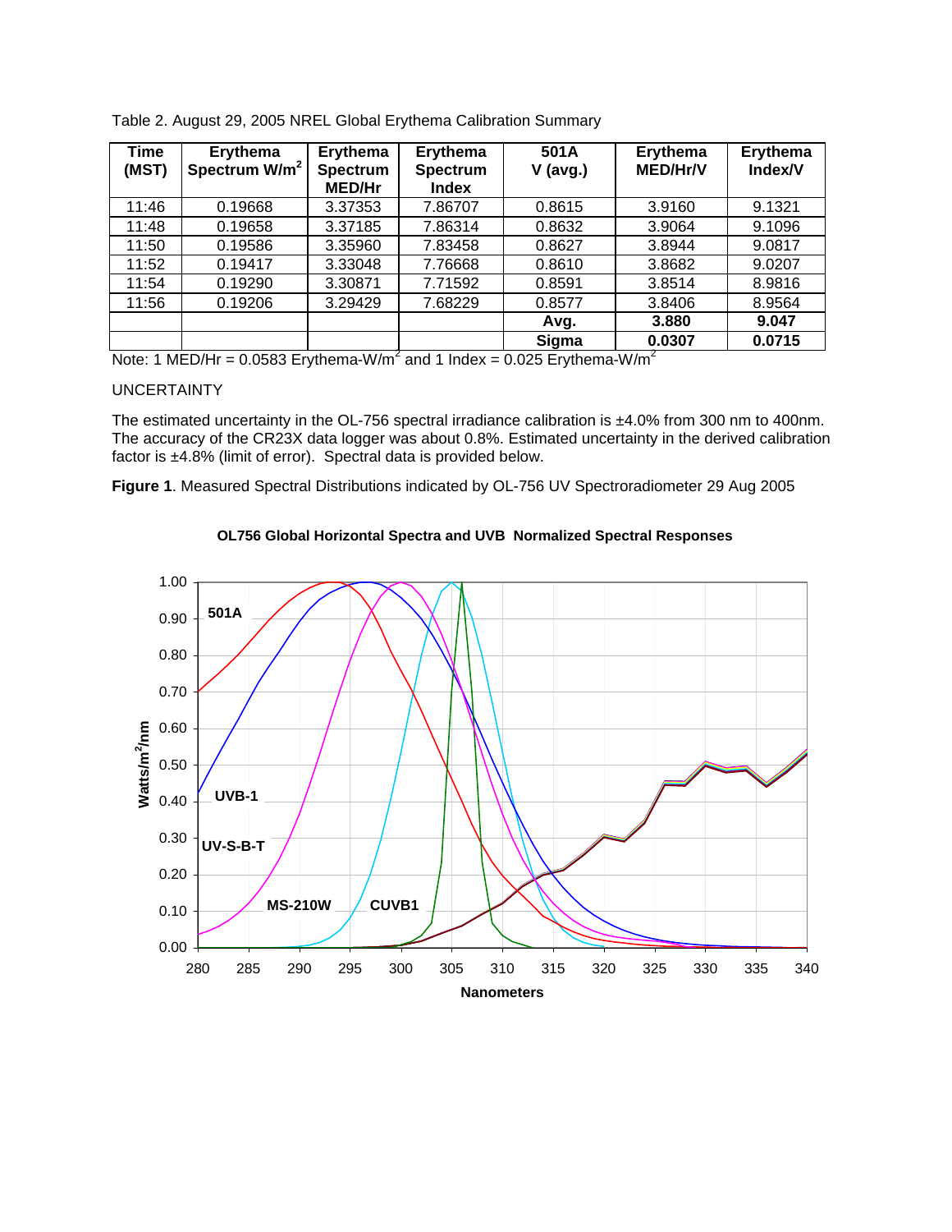Table 2. August 29, 2005 NREL Global Erythema Calibration Summary

| Time (MST) | Erythema Spectrum W/m[2] | Erythema Spectrum MED/Hr | Erythema Spectrum Index | 501A V (avg.) | Erythema MED/Hr/V | Erythema Index/V |
|---|---|---|---|---|---|---|
| 11:46 | 0.19668 | 3.37353 | 7.86707 | 0.8615 | 3.9160 | 9.1321 |
| 11:48 | 0.19658 | 3.37185 | 7.86314 | 0.8632 | 3.9064 | 9.1096 |
| 11:50 | 0.19586 | 3.35960 | 7.83458 | 0.8627 | 3.8944 | 9.0817 |
| 11:52 | 0.19417 | 3.33048 | 7.76668 | 0.8610 | 3.8682 | 9.0207 |
| 11:54 | 0.19290 | 3.30871 | 7.71592 | 0.8591 | 3.8514 | 8.9816 |
| 11:56 | 0.19206 | 3.29429 | 7.68229 | 0.8577 | 3.8406 | 8.9564 |
| | | | | **Avg.** | **3.880** | **9.047** |
| | | | | **Sigma** | **0.0307** | **0.0715** |

Note: 1 MED/Hr = 0.0583 Erythema-W/m[2] and 1 Index = 0.025 Erythema-W/m[2]

UNCERTAINTY

The estimated uncertainty in the OL-756 spectral irradiance calibration is ±4.0% from 300 nm to 400nm. The accuracy of the CR23X data logger was about 0.8%. Estimated uncertainty in the derived calibration factor is ±4.8% (limit of error). Spectral data is provided below.

**Figure 1**. Measured Spectral Distributions indicated by OL-756 UV Spectroradiometer 29 Aug 2005

**OL756 Global Horizontal Spectra and UVB Normalized Spectral Responses**

Watts/m[2]/nm

1.00
0.90
0.80
0.70
0.60
0.50
0.40
0.30
0.20
0.10
0.00

501A

UVB-1

UV-S-B-T

MS-210W

CUVB1

280 285 290 295 300 305 310 315 320 325 330 335 340

**Nanometers**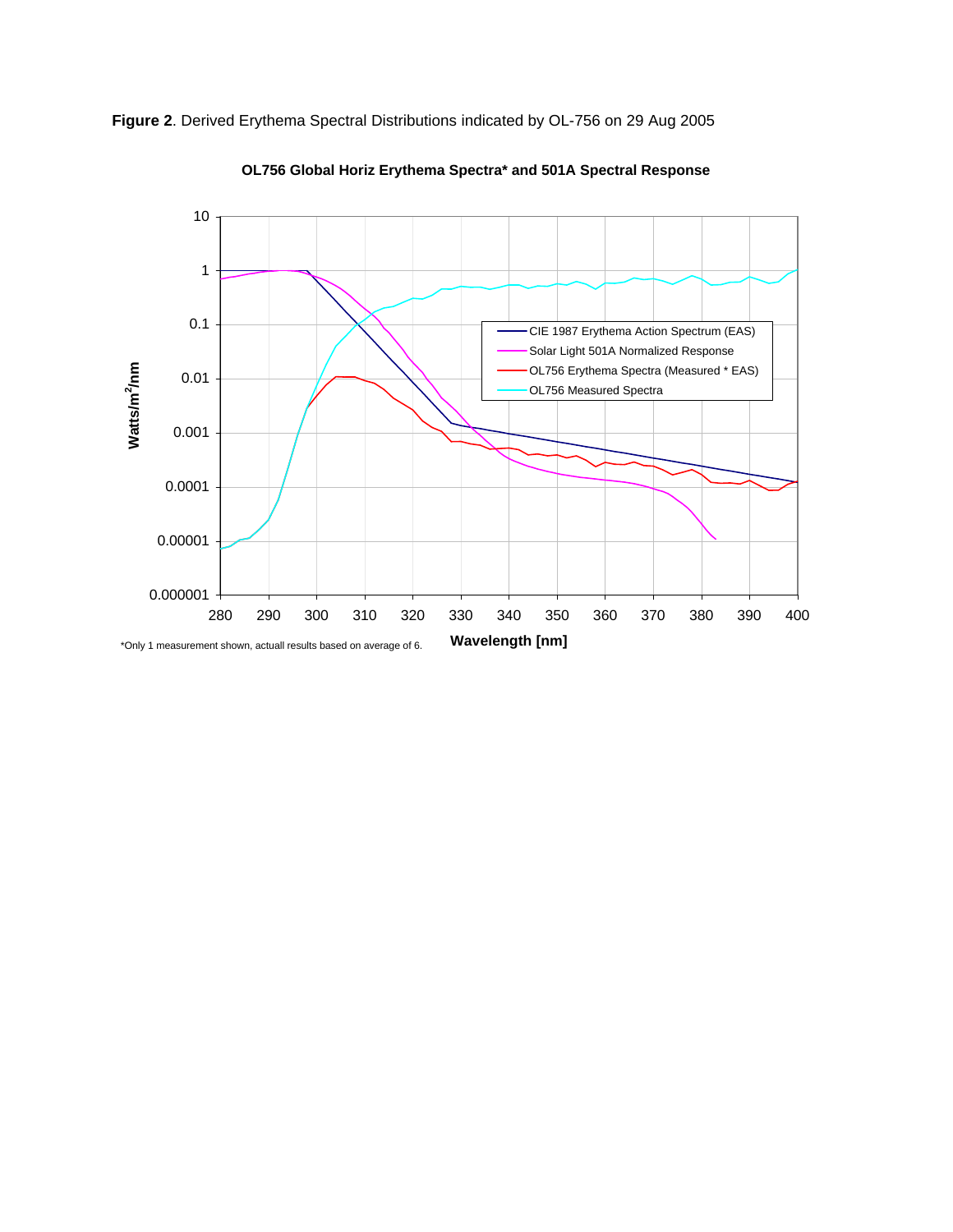**Figure 2**. Derived Erythema Spectral Distributions indicated by OL-756 on 29 Aug 2005

**OL756 Global Horiz Erythema Spectra* and 501A Spectral Response**

Watts/m$^2$/nm

10
1
0.1
0.01
0.001
0.0001
0.00001
0.000001

280 290 300 310 320 330 340 350 360 370 380 390 400

**Wavelength [nm]**

CIE 1987 Erythema Action Spectrum (EAS)
Solar Light 501A Normalized Response
OL756 Erythema Spectra (Measured * EAS)
OL756 Measured Spectra

*Only 1 measurement shown, actuall results based on average of 6.